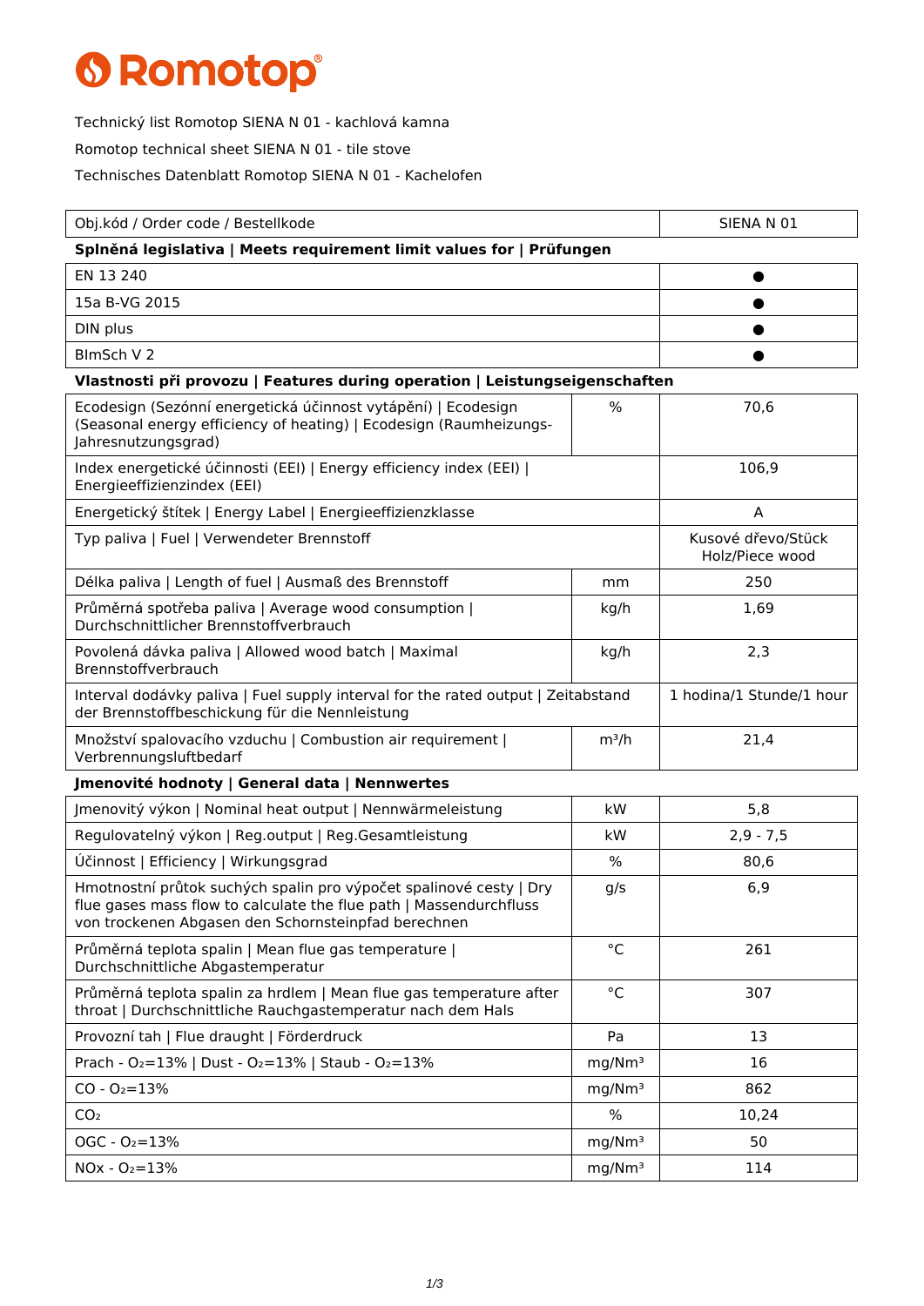# Romotop

Technický list Romotop SIENA N 01 - kachlová kamna

Romotop technical sheet SIENA N 01 - tile stove

Technisches Datenblatt Romotop SIENA N 01 - Kachelofen

| Obj.kód / Order code / Bestellkode | | SIENA N 01 |
|---|---|---|
| **Splněná legislativa \| Meets requirement limit values for \| Prüfungen** | | |
| EN 13 240 | | ● |
| 15a B-VG 2015 | | ● |
| DIN plus | | ● |
| BImSch V 2 | | ● |
| **Vlastnosti při provozu \| Features during operation \| Leistungseigenschaften** | | |
| Ecodesign (Sezónní energetická účinnost vytápění) \| Ecodesign (Seasonal energy efficiency of heating) \| Ecodesign (Raumheizungs-Jahresnutzungsgrad) | % | 70,6 |
| Index energetické účinnosti (EEI) \| Energy efficiency index (EEI) \| Energieeffizienzindex (EEI) | | 106,9 |
| Energetický štítek \| Energy Label \| Energieeffizienzklasse | | A |
| Typ paliva \| Fuel \| Verwendeter Brennstoff | | Kusové dřevo/Stück Holz/Piece wood |
| Délka paliva \| Length of fuel \| Ausmaß des Brennstoff | mm | 250 |
| Průměrná spotřeba paliva \| Average wood consumption \| Durchschnittlicher Brennstoffverbrauch | kg/h | 1,69 |
| Povolená dávka paliva \| Allowed wood batch \| Maximal Brennstoffverbrauch | kg/h | 2,3 |
| Interval dodávky paliva \| Fuel supply interval for the rated output \| Zeitabstand der Brennstoffbeschickung für die Nennleistung | | 1 hodina/1 Stunde/1 hour |
| Množství spalovacího vzduchu \| Combustion air requirement \| Verbrennungsluftbedarf | $m^3/h$ | 21,4 |
| **Jmenovité hodnoty \| General data \| Nennwertes** | | |
| Jmenovitý výkon \| Nominal heat output \| Nennwärmeleistung | kW | 5,8 |
| Regulovatelný výkon \| Reg.output \| Reg.Gesamtleistung | kW | 2,9 - 7,5 |
| Účinnost \| Efficiency \| Wirkungsgrad | % | 80,6 |
| Hmotnostní průtok suchých spalin pro výpočet spalinové cesty \| Dry flue gases mass flow to calculate the flue path \| Massendurchfluss von trockenen Abgasen den Schornsteinpfad berechnen | g/s | 6,9 |
| Průměrná teplota spalin \| Mean flue gas temperature \| Durchschnittliche Abgastemperatur | °C | 261 |
| Průměrná teplota spalin za hrdlem \| Mean flue gas temperature after throat \| Durchschnittliche Rauchgastemperatur nach dem Hals | °C | 307 |
| Provozní tah \| Flue draught \| Förderdruck | Pa | 13 |
| Prach - $O_2$=13% \| Dust - $O_2$=13% \| Staub - $O_2$=13% | $mg/Nm^3$ | 16 |
| CO - $O_2$=13% | $mg/Nm^3$ | 862 |
| $CO_2$ | % | 10,24 |
| OGC - $O_2$=13% | $mg/Nm^3$ | 50 |
| NOx - $O_2$=13% | $mg/Nm^3$ | 114 |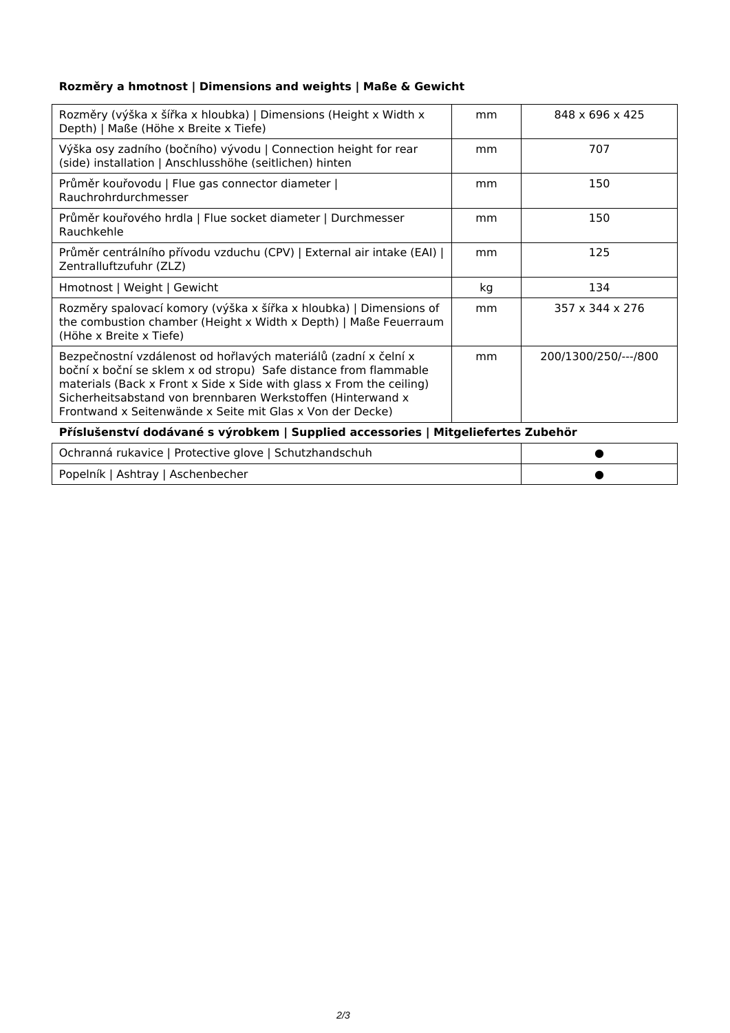**Rozměry a hmotnost | Dimensions and weights | Maße & Gewicht**

| | | |
|---|---|---|
| Rozměry (výška x šířka x hloubka) \| Dimensions (Height x Width x Depth) \| Maße (Höhe x Breite x Tiefe) | mm | 848 x 696 x 425 |
| Výška osy zadního (bočního) vývodu \| Connection height for rear (side) installation \| Anschlusshöhe (seitlichen) hinten | mm | 707 |
| Průměr kouřovodu \| Flue gas connector diameter \| Rauchrohrdurchmesser | mm | 150 |
| Průměr kouřového hrdla \| Flue socket diameter \| Durchmesser Rauchkehle | mm | 150 |
| Průměr centrálního přívodu vzduchu (CPV) \| External air intake (EAI) \| Zentralluftzufuhr (ZLZ) | mm | 125 |
| Hmotnost \| Weight \| Gewicht | kg | 134 |
| Rozměry spalovací komory (výška x šířka x hloubka) \| Dimensions of the combustion chamber (Height x Width x Depth) \| Maße Feuerraum (Höhe x Breite x Tiefe) | mm | 357 x 344 x 276 |
| Bezpečnostní vzdálenost od hořlavých materiálů (zadní x čelní x boční x boční se sklem x od stropu) Safe distance from flammable materials (Back x Front x Side x Side with glass x From the ceiling) Sicherheitsabstand von brennbaren Werkstoffen (Hinterwand x Frontwand x Seitenwände x Seite mit Glas x Von der Decke) | mm | 200/1300/250/---/800 |

**Příslušenství dodávané s výrobkem | Supplied accessories | Mitgeliefertes Zubehör**

| | |
|---|---|
| Ochranná rukavice \| Protective glove \| Schutzhandschuh | ● |
| Popelník \| Ashtray \| Aschenbecher | ● |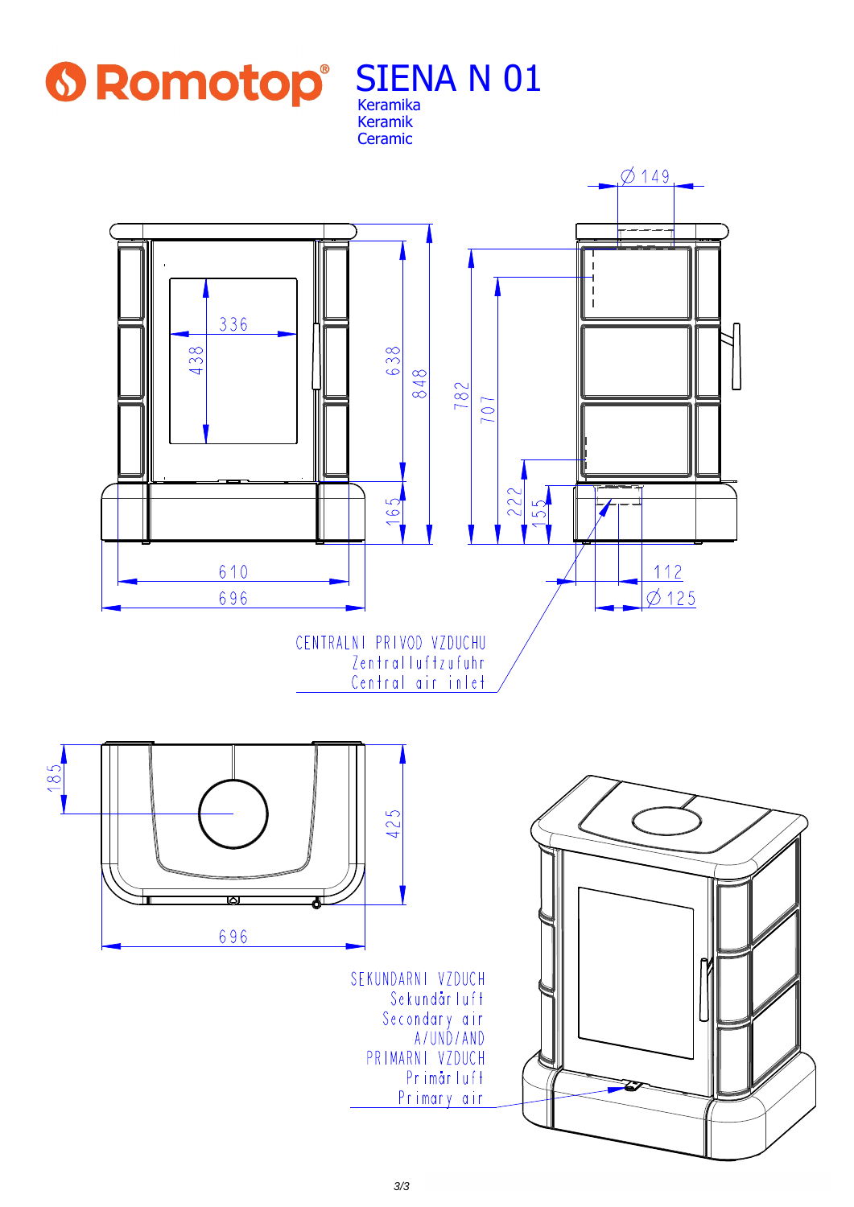# Romotop® SIENA N 01

Keramika
Keramik
Ceramic

Ø 149

336
438
638
848
165
610
696

782
707
222
155
112
Ø 125

CENTRALNI PRIVOD VZDUCHU
Zentralluftzufuhr
Central air inlet

185
425
696

SEKUNDARNI VZDUCH
Sekundärluft
Secondary air
A/UND/AND
PRIMARNI VZDUCH
Primärluft
Primary air